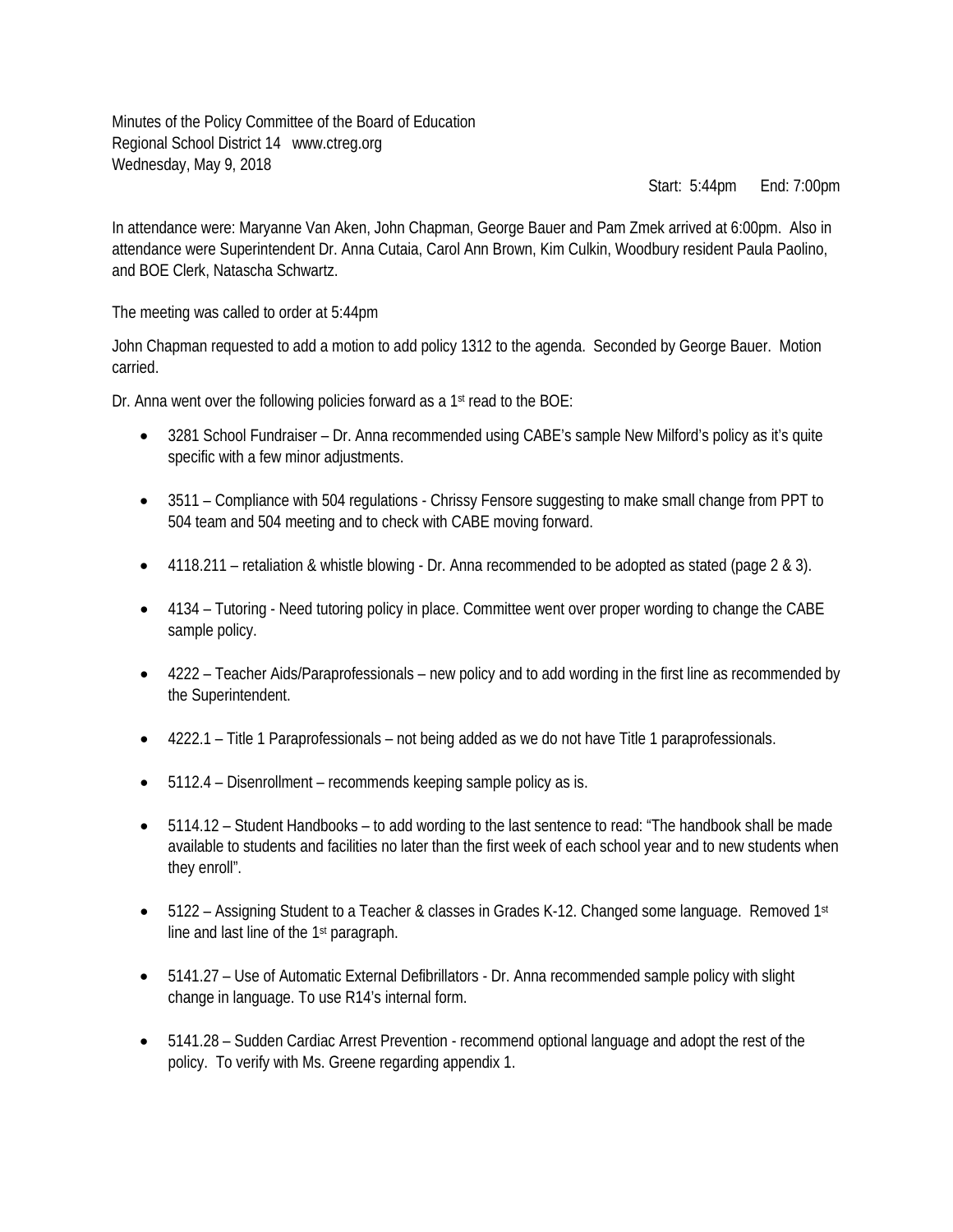Minutes of the Policy Committee of the Board of Education
Regional School District 14 www.ctreg.org
Wednesday, May 9, 2018

Start: 5:44pm End: 7:00pm

In attendance were: Maryanne Van Aken, John Chapman, George Bauer and Pam Zmek arrived at 6:00pm. Also in attendance were Superintendent Dr. Anna Cutaia, Carol Ann Brown, Kim Culkin, Woodbury resident Paula Paolino, and BOE Clerk, Natascha Schwartz.

The meeting was called to order at 5:44pm

John Chapman requested to add a motion to add policy 1312 to the agenda. Seconded by George Bauer. Motion carried.

Dr. Anna went over the following policies forward as a 1st read to the BOE:

- 3281 School Fundraiser – Dr. Anna recommended using CABE's sample New Milford's policy as it's quite specific with a few minor adjustments.
- 3511 – Compliance with 504 regulations - Chrissy Fensore suggesting to make small change from PPT to 504 team and 504 meeting and to check with CABE moving forward.
- 4118.211 – retaliation & whistle blowing - Dr. Anna recommended to be adopted as stated (page 2 & 3).
- 4134 – Tutoring - Need tutoring policy in place. Committee went over proper wording to change the CABE sample policy.
- 4222 – Teacher Aids/Paraprofessionals – new policy and to add wording in the first line as recommended by the Superintendent.
- 4222.1 – Title 1 Paraprofessionals – not being added as we do not have Title 1 paraprofessionals.
- 5112.4 – Disenrollment – recommends keeping sample policy as is.
- 5114.12 – Student Handbooks – to add wording to the last sentence to read: "The handbook shall be made available to students and facilities no later than the first week of each school year and to new students when they enroll".
- 5122 – Assigning Student to a Teacher & classes in Grades K-12. Changed some language. Removed 1st line and last line of the 1st paragraph.
- 5141.27 – Use of Automatic External Defibrillators - Dr. Anna recommended sample policy with slight change in language. To use R14's internal form.
- 5141.28 – Sudden Cardiac Arrest Prevention - recommend optional language and adopt the rest of the policy. To verify with Ms. Greene regarding appendix 1.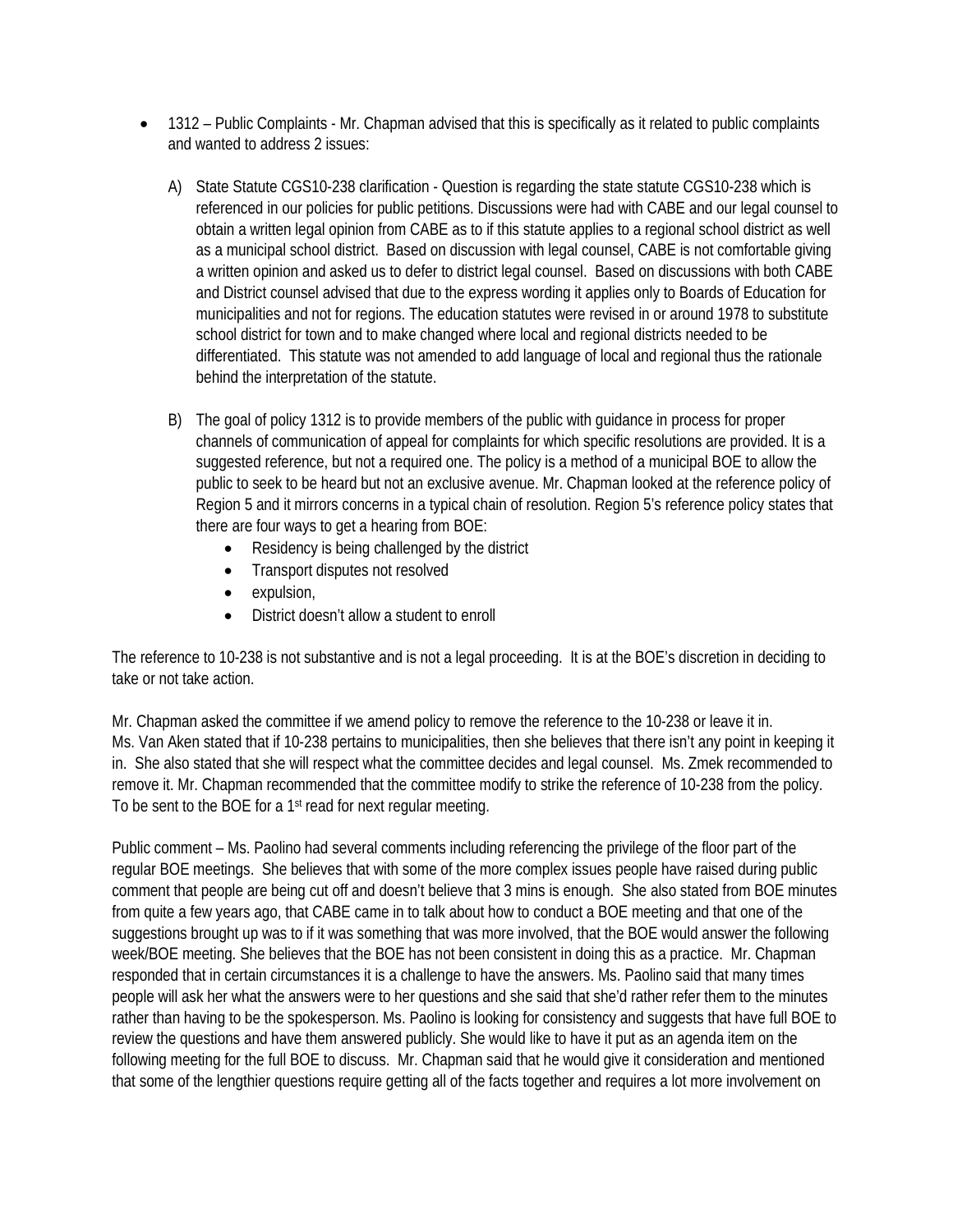- 1312 – Public Complaints - Mr. Chapman advised that this is specifically as it related to public complaints and wanted to address 2 issues:

  A) State Statute CGS10-238 clarification - Question is regarding the state statute CGS10-238 which is referenced in our policies for public petitions. Discussions were had with CABE and our legal counsel to obtain a written legal opinion from CABE as to if this statute applies to a regional school district as well as a municipal school district. Based on discussion with legal counsel, CABE is not comfortable giving a written opinion and asked us to defer to district legal counsel. Based on discussions with both CABE and District counsel advised that due to the express wording it applies only to Boards of Education for municipalities and not for regions. The education statutes were revised in or around 1978 to substitute school district for town and to make changed where local and regional districts needed to be differentiated. This statute was not amended to add language of local and regional thus the rationale behind the interpretation of the statute.

  B) The goal of policy 1312 is to provide members of the public with guidance in process for proper channels of communication of appeal for complaints for which specific resolutions are provided. It is a suggested reference, but not a required one. The policy is a method of a municipal BOE to allow the public to seek to be heard but not an exclusive avenue. Mr. Chapman looked at the reference policy of Region 5 and it mirrors concerns in a typical chain of resolution. Region 5's reference policy states that there are four ways to get a hearing from BOE:
     - Residency is being challenged by the district
     - Transport disputes not resolved
     - expulsion,
     - District doesn't allow a student to enroll

The reference to 10-238 is not substantive and is not a legal proceeding. It is at the BOE's discretion in deciding to take or not take action.

Mr. Chapman asked the committee if we amend policy to remove the reference to the 10-238 or leave it in. Ms. Van Aken stated that if 10-238 pertains to municipalities, then she believes that there isn't any point in keeping it in. She also stated that she will respect what the committee decides and legal counsel. Ms. Zmek recommended to remove it. Mr. Chapman recommended that the committee modify to strike the reference of 10-238 from the policy. To be sent to the BOE for a 1st read for next regular meeting.

Public comment – Ms. Paolino had several comments including referencing the privilege of the floor part of the regular BOE meetings. She believes that with some of the more complex issues people have raised during public comment that people are being cut off and doesn't believe that 3 mins is enough. She also stated from BOE minutes from quite a few years ago, that CABE came in to talk about how to conduct a BOE meeting and that one of the suggestions brought up was to if it was something that was more involved, that the BOE would answer the following week/BOE meeting. She believes that the BOE has not been consistent in doing this as a practice. Mr. Chapman responded that in certain circumstances it is a challenge to have the answers. Ms. Paolino said that many times people will ask her what the answers were to her questions and she said that she'd rather refer them to the minutes rather than having to be the spokesperson. Ms. Paolino is looking for consistency and suggests that have full BOE to review the questions and have them answered publicly. She would like to have it put as an agenda item on the following meeting for the full BOE to discuss. Mr. Chapman said that he would give it consideration and mentioned that some of the lengthier questions require getting all of the facts together and requires a lot more involvement on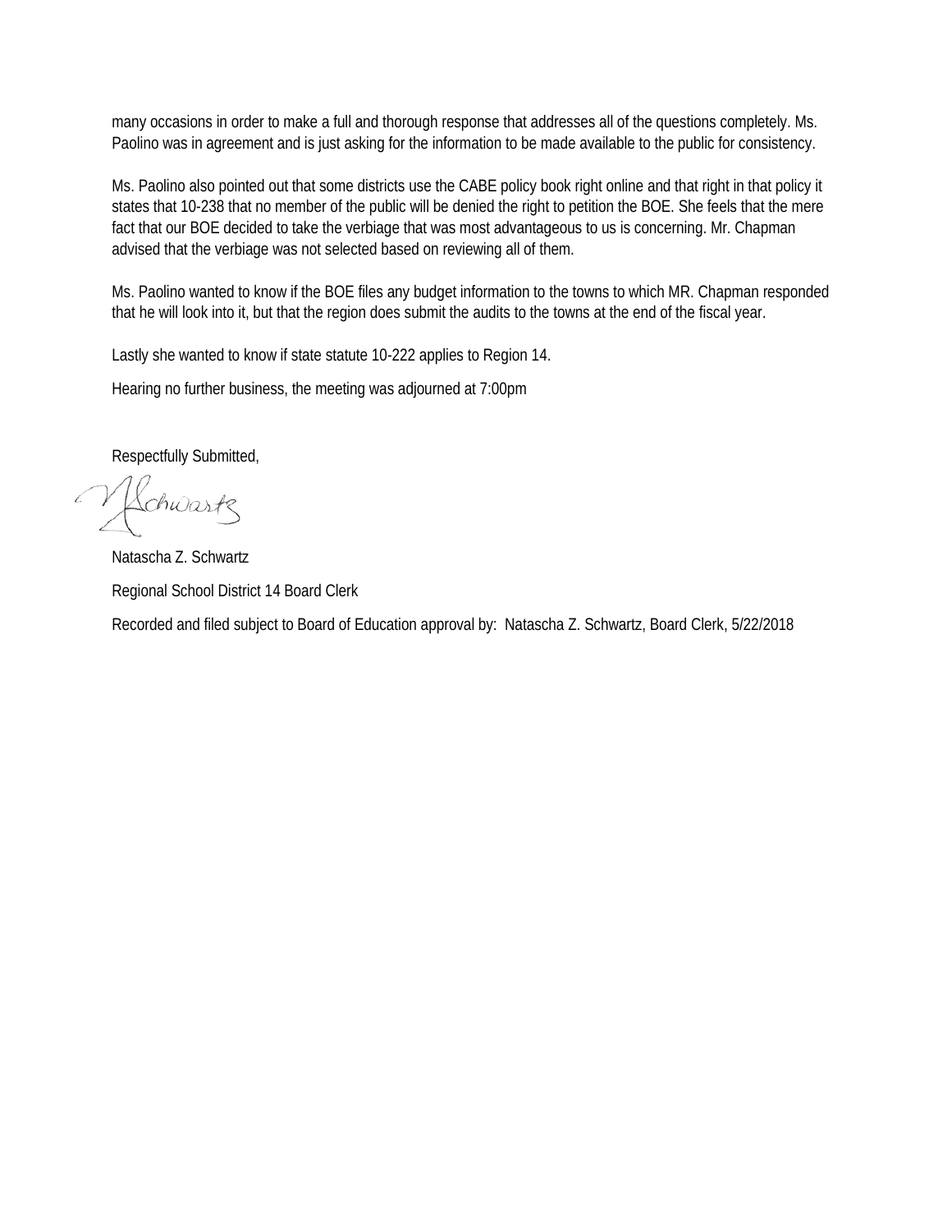many occasions in order to make a full and thorough response that addresses all of the questions completely. Ms. Paolino was in agreement and is just asking for the information to be made available to the public for consistency.

Ms. Paolino also pointed out that some districts use the CABE policy book right online and that right in that policy it states that 10-238 that no member of the public will be denied the right to petition the BOE. She feels that the mere fact that our BOE decided to take the verbiage that was most advantageous to us is concerning. Mr. Chapman advised that the verbiage was not selected based on reviewing all of them.

Ms. Paolino wanted to know if the BOE files any budget information to the towns to which MR. Chapman responded that he will look into it, but that the region does submit the audits to the towns at the end of the fiscal year.

Lastly she wanted to know if state statute 10-222 applies to Region 14.

Hearing no further business, the meeting was adjourned at 7:00pm

Respectfully Submitted,

Natascha Z. Schwartz

Regional School District 14 Board Clerk

Recorded and filed subject to Board of Education approval by: Natascha Z. Schwartz, Board Clerk, 5/22/2018